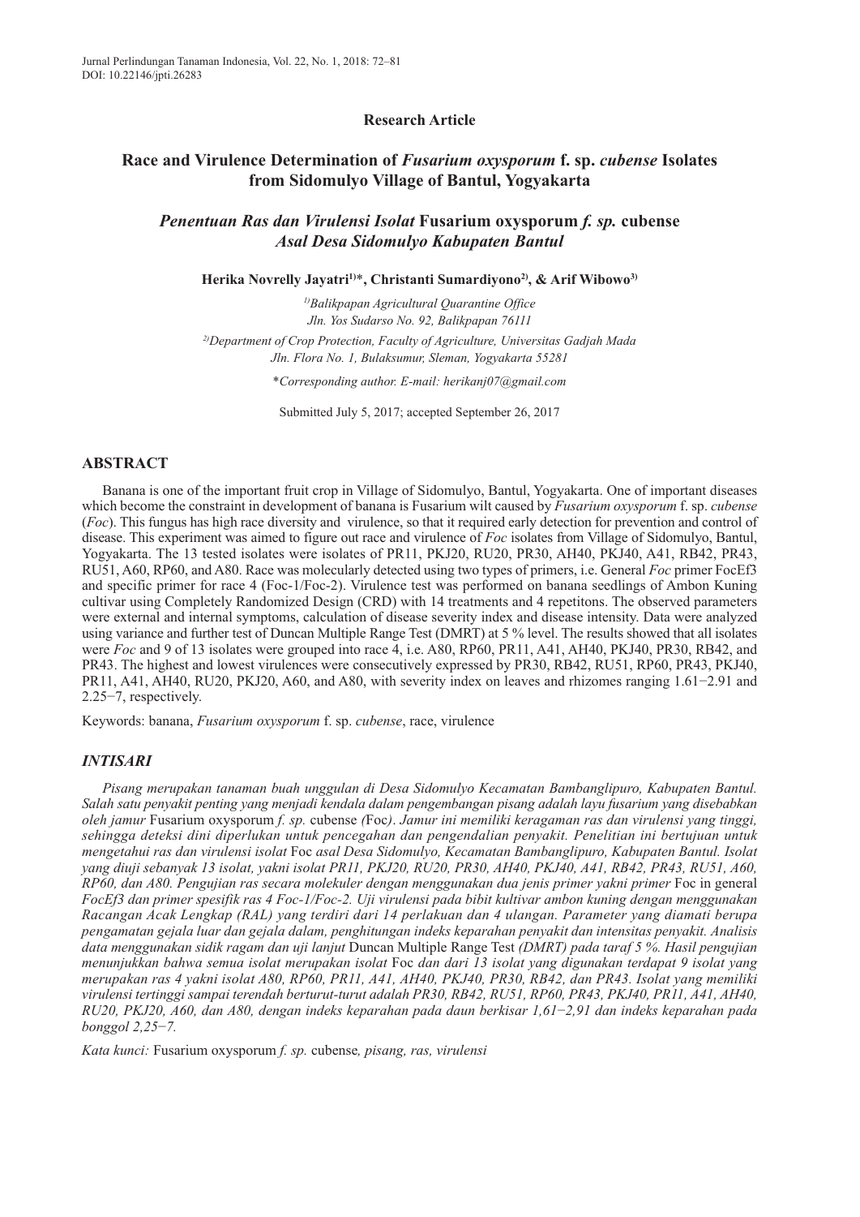Research Article

# Race and Virulence Determination of *Fusarium oxysporum* f. sp. *cubense* Isolates from Sidomulyo Village of Bantul, Yogyakarta

## *Penentuan Ras dan Virulensi Isolat* Fusarium oxysporum *f. sp.* cubense *Asal Desa Sidomulyo Kabupaten Bantul*

**Herika Novrelly Jayatri[1)]\*, Christanti Sumardiyono[2)], & Arif Wibowo[3)]**

*[1)]Balikpapan Agricultural Quarantine Office*
*Jln. Yos Sudarso No. 92, Balikpapan 76111*

*[2)]Department of Crop Protection, Faculty of Agriculture, Universitas Gadjah Mada*
*Jln. Flora No. 1, Bulaksumur, Sleman, Yogyakarta 55281*

*\*Corresponding author. E-mail: herikanj07@gmail.com*

Submitted July 5, 2017; accepted September 26, 2017

## ABSTRACT

Banana is one of the important fruit crop in Village of Sidomulyo, Bantul, Yogyakarta. One of important diseases which become the constraint in development of banana is Fusarium wilt caused by *Fusarium oxysporum* f. sp. *cubense* (*Foc*). This fungus has high race diversity and virulence, so that it required early detection for prevention and control of disease. This experiment was aimed to figure out race and virulence of *Foc* isolates from Village of Sidomulyo, Bantul, Yogyakarta. The 13 tested isolates were isolates of PR11, PKJ20, RU20, PR30, AH40, PKJ40, A41, RB42, PR43, RU51, A60, RP60, and A80. Race was molecularly detected using two types of primers, i.e. General *Foc* primer FocEf3 and specific primer for race 4 (Foc-1/Foc-2). Virulence test was performed on banana seedlings of Ambon Kuning cultivar using Completely Randomized Design (CRD) with 14 treatments and 4 repetitons. The observed parameters were external and internal symptoms, calculation of disease severity index and disease intensity. Data were analyzed using variance and further test of Duncan Multiple Range Test (DMRT) at 5 % level. The results showed that all isolates were *Foc* and 9 of 13 isolates were grouped into race 4, i.e. A80, RP60, PR11, A41, AH40, PKJ40, PR30, RB42, and PR43. The highest and lowest virulences were consecutively expressed by PR30, RB42, RU51, RP60, PR43, PKJ40, PR11, A41, AH40, RU20, PKJ20, A60, and A80, with severity index on leaves and rhizomes ranging 1.61−2.91 and 2.25−7, respectively.

Keywords: banana, *Fusarium oxysporum* f. sp. *cubense*, race, virulence

## *INTISARI*

*Pisang merupakan tanaman buah unggulan di Desa Sidomulyo Kecamatan Bambanglipuro, Kabupaten Bantul. Salah satu penyakit penting yang menjadi kendala dalam pengembangan pisang adalah layu fusarium yang disebabkan oleh jamur* Fusarium oxysporum *f. sp.* cubense *(*Foc*). Jamur ini memiliki keragaman ras dan virulensi yang tinggi, sehingga deteksi dini diperlukan untuk pencegahan dan pengendalian penyakit. Penelitian ini bertujuan untuk mengetahui ras dan virulensi isolat* Foc *asal Desa Sidomulyo, Kecamatan Bambanglipuro, Kabupaten Bantul. Isolat yang diuji sebanyak 13 isolat, yakni isolat PR11, PKJ20, RU20, PR30, AH40, PKJ40, A41, RB42, PR43, RU51, A60, RP60, dan A80. Pengujian ras secara molekuler dengan menggunakan dua jenis primer yakni primer* Foc in general *FocEf3 dan primer spesifik ras 4 Foc-1/Foc-2. Uji virulensi pada bibit kultivar ambon kuning dengan menggunakan Racangan Acak Lengkap (RAL) yang terdiri dari 14 perlakuan dan 4 ulangan. Parameter yang diamati berupa pengamatan gejala luar dan gejala dalam, penghitungan indeks keparahan penyakit dan intensitas penyakit. Analisis data menggunakan sidik ragam dan uji lanjut* Duncan Multiple Range Test *(DMRT) pada taraf 5 %. Hasil pengujian menunjukkan bahwa semua isolat merupakan isolat* Foc *dan dari 13 isolat yang digunakan terdapat 9 isolat yang merupakan ras 4 yakni isolat A80, RP60, PR11, A41, AH40, PKJ40, PR30, RB42, dan PR43. Isolat yang memiliki virulensi tertinggi sampai terendah berturut-turut adalah PR30, RB42, RU51, RP60, PR43, PKJ40, PR11, A41, AH40, RU20, PKJ20, A60, dan A80, dengan indeks keparahan pada daun berkisar 1,61−2,91 dan indeks keparahan pada bonggol 2,25−7.*

*Kata kunci:* Fusarium oxysporum *f. sp.* cubense*, pisang, ras, virulensi*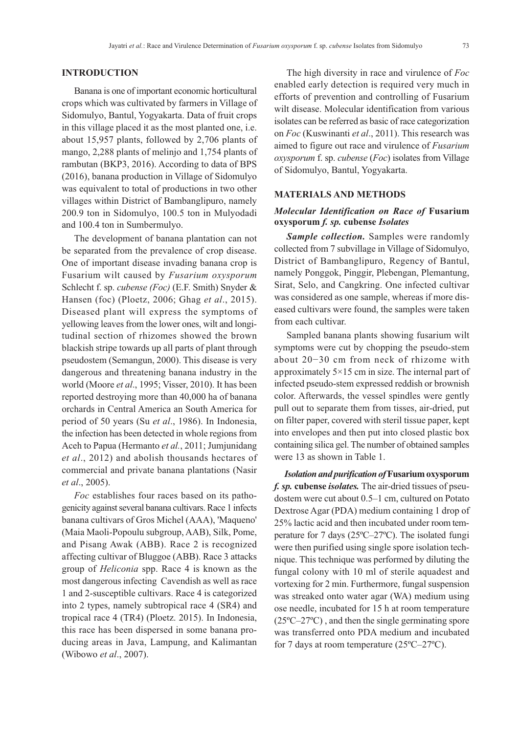## INTRODUCTION

Banana is one of important economic horticultural crops which was cultivated by farmers in Village of Sidomulyo, Bantul, Yogyakarta. Data of fruit crops in this village placed it as the most planted one, i.e. about 15,957 plants, followed by 2,706 plants of mango, 2,288 plants of melinjo and 1,754 plants of rambutan (BKP3, 2016). According to data of BPS (2016), banana production in Village of Sidomulyo was equivalent to total of productions in two other villages within District of Bambanglipuro, namely 200.9 ton in Sidomulyo, 100.5 ton in Mulyodadi and 100.4 ton in Sumbermulyo.

The development of banana plantation can not be separated from the prevalence of crop disease. One of important disease invading banana crop is Fusarium wilt caused by *Fusarium oxysporum* Schlecht f. sp. *cubense (Foc)* (E.F. Smith) Snyder & Hansen (foc) (Ploetz, 2006; Ghag *et al*., 2015). Diseased plant will express the symptoms of yellowing leaves from the lower ones, wilt and longitudinal section of rhizomes showed the brown blackish stripe towards up all parts of plant through pseudostem (Semangun, 2000). This disease is very dangerous and threatening banana industry in the world (Moore *et al*., 1995; Visser, 2010). It has been reported destroying more than 40,000 ha of banana orchards in Central America an South America for period of 50 years (Su *et al*., 1986). In Indonesia, the infection has been detected in whole regions from Aceh to Papua (Hermanto *et al.*, 2011; Jumjunidang *et al*., 2012) and abolish thousands hectares of commercial and private banana plantations (Nasir *et al*., 2005).

*Foc* establishes four races based on its pathogenicity against several banana cultivars. Race 1 infects banana cultivars of Gros Michel (AAA), 'Maqueno' (Maia Maoli-Popoulu subgroup, AAB), Silk, Pome, and Pisang Awak (ABB). Race 2 is recognized affecting cultivar of Bluggoe (ABB). Race 3 attacks group of *Heliconia* spp. Race 4 is known as the most dangerous infecting Cavendish as well as race 1 and 2-susceptible cultivars. Race 4 is categorized into 2 types, namely subtropical race 4 (SR4) and tropical race 4 (TR4) (Ploetz. 2015). In Indonesia, this race has been dispersed in some banana producing areas in Java, Lampung, and Kalimantan (Wibowo *et al*., 2007).

The high diversity in race and virulence of *Foc* enabled early detection is required very much in efforts of prevention and controlling of Fusarium wilt disease. Molecular identification from various isolates can be referred as basic of race categorization on *Foc* (Kuswinanti *et al*., 2011). This research was aimed to figure out race and virulence of *Fusarium oxysporum* f. sp. *cubense* (*Foc*) isolates from Village of Sidomulyo, Bantul, Yogyakarta.

## MATERIALS AND METHODS

### *Molecular Identification on Race of* Fusarium oxysporum *f. sp.* cubense *Isolates*

***Sample collection.*** Samples were randomly collected from 7 subvillage in Village of Sidomulyo, District of Bambanglipuro, Regency of Bantul, namely Ponggok, Pinggir, Plebengan, Plemantung, Sirat, Selo, and Cangkring. One infected cultivar was considered as one sample, whereas if more diseased cultivars were found, the samples were taken from each cultivar.

Sampled banana plants showing fusarium wilt symptoms were cut by chopping the pseudo-stem about 20−30 cm from neck of rhizome with approximately 5×15 cm in size. The internal part of infected pseudo-stem expressed reddish or brownish color. Afterwards, the vessel spindles were gently pull out to separate them from tisses, air-dried, put on filter paper, covered with steril tissue paper, kept into envelopes and then put into closed plastic box containing silica gel. The number of obtained samples were 13 as shown in Table 1.

***Isolation and purification of* Fusarium oxysporum *f. sp.* cubense *isolates.*** The air-dried tissues of pseudostem were cut about 0.5–1 cm, cultured on Potato Dextrose Agar (PDA) medium containing 1 drop of 25% lactic acid and then incubated under room temperature for 7 days (25ºC–27ºC). The isolated fungi were then purified using single spore isolation technique. This technique was performed by diluting the fungal colony with 10 ml of sterile aquadest and vortexing for 2 min. Furthermore, fungal suspension was streaked onto water agar (WA) medium using ose needle, incubated for 15 h at room temperature (25ºC–27ºC) , and then the single germinating spore was transferred onto PDA medium and incubated for 7 days at room temperature (25ºC–27ºC).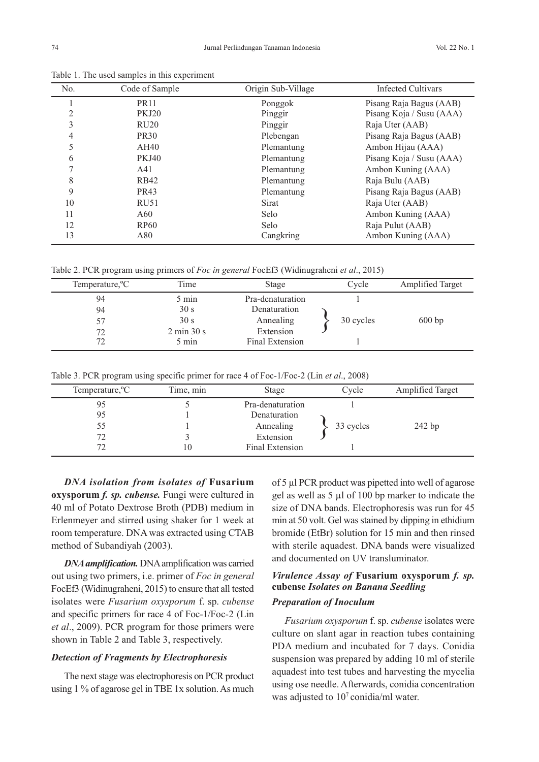Table 1. The used samples in this experiment

| No. | Code of Sample | Origin Sub-Village | Infected Cultivars |
|---|---|---|---|
| 1 | PR11 | Ponggok | Pisang Raja Bagus (AAB) |
| 2 | PKJ20 | Pinggir | Pisang Koja / Susu (AAA) |
| 3 | RU20 | Pinggir | Raja Uter (AAB) |
| 4 | PR30 | Plebengan | Pisang Raja Bagus (AAB) |
| 5 | AH40 | Plemantung | Ambon Hijau (AAA) |
| 6 | PKJ40 | Plemantung | Pisang Koja / Susu (AAA) |
| 7 | A41 | Plemantung | Ambon Kuning (AAA) |
| 8 | RB42 | Plemantung | Raja Bulu (AAB) |
| 9 | PR43 | Plemantung | Pisang Raja Bagus (AAB) |
| 10 | RU51 | Sirat | Raja Uter (AAB) |
| 11 | A60 | Selo | Ambon Kuning (AAA) |
| 12 | RP60 | Selo | Raja Pulut (AAB) |
| 13 | A80 | Cangkring | Ambon Kuning (AAA) |

Table 2. PCR program using primers of *Foc in general* FocEf3 (Widinugraheni *et al*., 2015)

| Temperature,ºC | Time | Stage | Cycle | Amplified Target |
|---|---|---|---|---|
| 94 | 5 min | Pra-denaturation | 1 | |
| 94 | 30 s | Denaturation | 30 cycles | 600 bp |
| 57 | 30 s | Annealing | | |
| 72 | 2 min 30 s | Extension | | |
| 72 | 5 min | Final Extension | 1 | |

Table 3. PCR program using specific primer for race 4 of Foc-1/Foc-2 (Lin *et al*., 2008)

| Temperature,ºC | Time, min | Stage | Cycle | Amplified Target |
|---|---|---|---|---|
| 95 | 5 | Pra-denaturation | 1 | |
| 95 | 1 | Denaturation | 33 cycles | 242 bp |
| 55 | 1 | Annealing | | |
| 72 | 3 | Extension | | |
| 72 | 10 | Final Extension | 1 | |

***DNA isolation from isolates of* Fusarium oxysporum *f. sp. cubense.*** Fungi were cultured in 40 ml of Potato Dextrose Broth (PDB) medium in Erlenmeyer and stirred using shaker for 1 week at room temperature. DNA was extracted using CTAB method of Subandiyah (2003).

***DNA amplification.*** DNA amplification was carried out using two primers, i.e. primer of *Foc in general* FocEf3 (Widinugraheni, 2015) to ensure that all tested isolates were *Fusarium oxysporum* f. sp. *cubense* and specific primers for race 4 of Foc-1/Foc-2 (Lin *et al*., 2009). PCR program for those primers were shown in Table 2 and Table 3, respectively.

### *Detection of Fragments by Electrophoresis*

The next stage was electrophoresis on PCR product using 1 % of agarose gel in TBE 1x solution. As much of 5 µl PCR product was pipetted into well of agarose gel as well as 5 µl of 100 bp marker to indicate the size of DNA bands. Electrophoresis was run for 45 min at 50 volt. Gel was stained by dipping in ethidium bromide (EtBr) solution for 15 min and then rinsed with sterile aquadest. DNA bands were visualized and documented on UV transluminator.

### *Virulence Assay of* Fusarium oxysporum *f. sp.* cubense *Isolates on Banana Seedling*

### *Preparation of Inoculum*

*Fusarium oxysporum* f. sp. *cubense* isolates were culture on slant agar in reaction tubes containing PDA medium and incubated for 7 days. Conidia suspension was prepared by adding 10 ml of sterile aquadest into test tubes and harvesting the mycelia using ose needle. Afterwards, conidia concentration was adjusted to $10^7$ conidia/ml water.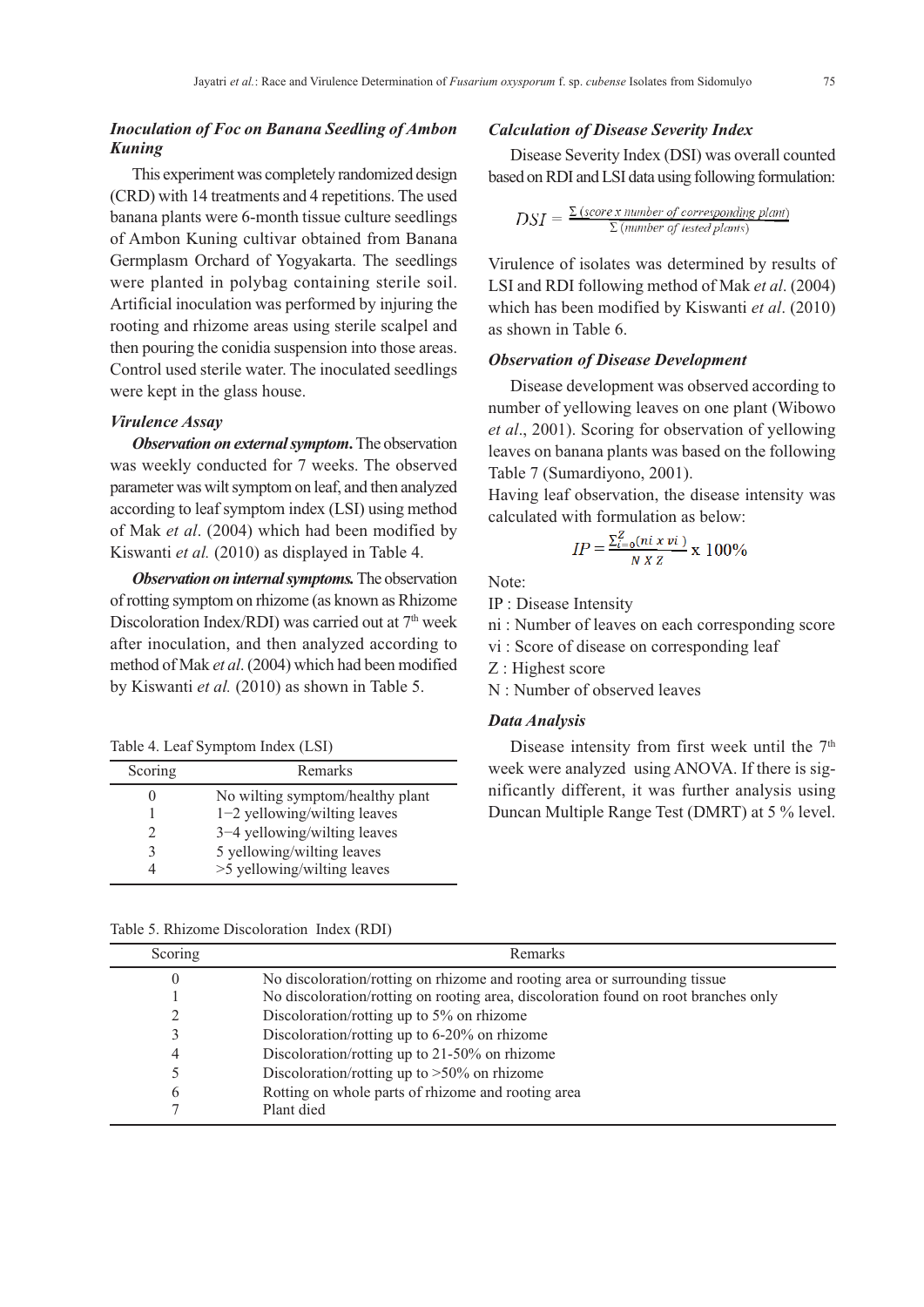### *Inoculation of Foc on Banana Seedling of Ambon Kuning*

This experiment was completely randomized design (CRD) with 14 treatments and 4 repetitions. The used banana plants were 6-month tissue culture seedlings of Ambon Kuning cultivar obtained from Banana Germplasm Orchard of Yogyakarta. The seedlings were planted in polybag containing sterile soil. Artificial inoculation was performed by injuring the rooting and rhizome areas using sterile scalpel and then pouring the conidia suspension into those areas. Control used sterile water. The inoculated seedlings were kept in the glass house.

### *Virulence Assay*

***Observation on external symptom.*** The observation was weekly conducted for 7 weeks. The observed parameter was wilt symptom on leaf, and then analyzed according to leaf symptom index (LSI) using method of Mak *et al*. (2004) which had been modified by Kiswanti *et al.* (2010) as displayed in Table 4.

***Observation on internal symptoms.*** The observation of rotting symptom on rhizome (as known as Rhizome Discoloration Index/RDI) was carried out at 7[th] week after inoculation, and then analyzed according to method of Mak *et al*. (2004) which had been modified by Kiswanti *et al.* (2010) as shown in Table 5.

Table 4. Leaf Symptom Index (LSI)

| Scoring | Remarks |
|---|---|
| 0 | No wilting symptom/healthy plant |
| 1 | 1−2 yellowing/wilting leaves |
| 2 | 3−4 yellowing/wilting leaves |
| 3 | 5 yellowing/wilting leaves |
| 4 | >5 yellowing/wilting leaves |

Table 5. Rhizome Discoloration Index (RDI)

| Scoring | Remarks |
|---|---|
| 0 | No discoloration/rotting on rhizome and rooting area or surrounding tissue |
| 1 | No discoloration/rotting on rooting area, discoloration found on root branches only |
| 2 | Discoloration/rotting up to 5% on rhizome |
| 3 | Discoloration/rotting up to 6-20% on rhizome |
| 4 | Discoloration/rotting up to 21-50% on rhizome |
| 5 | Discoloration/rotting up to >50% on rhizome |
| 6 | Rotting on whole parts of rhizome and rooting area |
| 7 | Plant died |

### *Calculation of Disease Severity Index*

Disease Severity Index (DSI) was overall counted based on RDI and LSI data using following formulation:

$$DSI = \frac{\Sigma\,(score\ x\ number\ of\ corresponding\ plant)}{\Sigma\,(number\ of\ tested\ plants)}$$

Virulence of isolates was determined by results of LSI and RDI following method of Mak *et al*. (2004) which has been modified by Kiswanti *et al*. (2010) as shown in Table 6.

### *Observation of Disease Development*

Disease development was observed according to number of yellowing leaves on one plant (Wibowo *et al*., 2001). Scoring for observation of yellowing leaves on banana plants was based on the following Table 7 (Sumardiyono, 2001).

Having leaf observation, the disease intensity was calculated with formulation as below:

$$IP = \frac{\sum_{i=0}^{Z}(ni\ x\ vi\ )}{N\ X\ Z}\ \text{x}\ 100\%$$

Note:

IP : Disease Intensity

ni : Number of leaves on each corresponding score

vi : Score of disease on corresponding leaf

Z : Highest score

N : Number of observed leaves

### *Data Analysis*

Disease intensity from first week until the 7[th] week were analyzed using ANOVA. If there is significantly different, it was further analysis using Duncan Multiple Range Test (DMRT) at 5 % level.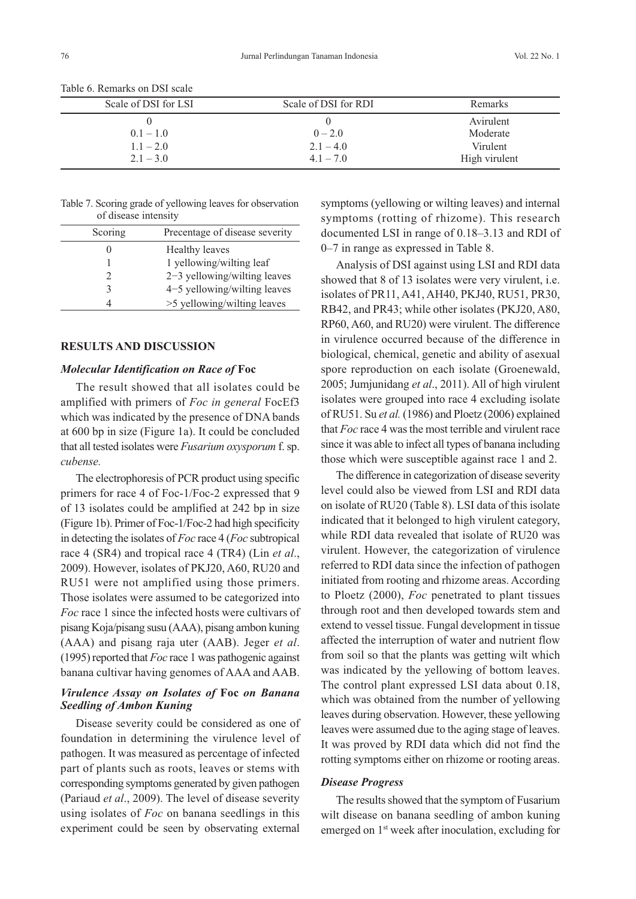Table 6. Remarks on DSI scale

| Scale of DSI for LSI | Scale of DSI for RDI | Remarks |
|---|---|---|
| 0 | 0 | Avirulent |
| 0.1 – 1.0 | 0 – 2.0 | Moderate |
| 1.1 – 2.0 | 2.1 – 4.0 | Virulent |
| 2.1 – 3.0 | 4.1 – 7.0 | High virulent |

Table 7. Scoring grade of yellowing leaves for observation of disease intensity

| Scoring | Precentage of disease severity |
|---|---|
| 0 | Healthy leaves |
| 1 | 1 yellowing/wilting leaf |
| 2 | 2−3 yellowing/wilting leaves |
| 3 | 4−5 yellowing/wilting leaves |
| 4 | >5 yellowing/wilting leaves |

## RESULTS AND DISCUSSION

### *Molecular Identification on Race of* Foc

The result showed that all isolates could be amplified with primers of *Foc in general* FocEf3 which was indicated by the presence of DNA bands at 600 bp in size (Figure 1a). It could be concluded that all tested isolates were *Fusarium oxysporum* f. sp. *cubense.*

The electrophoresis of PCR product using specific primers for race 4 of Foc-1/Foc-2 expressed that 9 of 13 isolates could be amplified at 242 bp in size (Figure 1b). Primer of Foc-1/Foc-2 had high specificity in detecting the isolates of *Foc* race 4 (*Foc* subtropical race 4 (SR4) and tropical race 4 (TR4) (Lin *et al*., 2009). However, isolates of PKJ20, A60, RU20 and RU51 were not amplified using those primers. Those isolates were assumed to be categorized into *Foc* race 1 since the infected hosts were cultivars of pisang Koja/pisang susu (AAA), pisang ambon kuning (AAA) and pisang raja uter (AAB). Jeger *et al*. (1995) reported that *Foc* race 1 was pathogenic against banana cultivar having genomes of AAA and AAB.

### *Virulence Assay on Isolates of* Foc *on Banana Seedling of Ambon Kuning*

Disease severity could be considered as one of foundation in determining the virulence level of pathogen. It was measured as percentage of infected part of plants such as roots, leaves or stems with corresponding symptoms generated by given pathogen (Pariaud *et al*., 2009). The level of disease severity using isolates of *Foc* on banana seedlings in this experiment could be seen by observating external symptoms (yellowing or wilting leaves) and internal symptoms (rotting of rhizome). This research documented LSI in range of 0.18–3.13 and RDI of 0–7 in range as expressed in Table 8.

Analysis of DSI against using LSI and RDI data showed that 8 of 13 isolates were very virulent, i.e. isolates of PR11, A41, AH40, PKJ40, RU51, PR30, RB42, and PR43; while other isolates (PKJ20, A80, RP60, A60, and RU20) were virulent. The difference in virulence occurred because of the difference in biological, chemical, genetic and ability of asexual spore reproduction on each isolate (Groenewald, 2005; Jumjunidang *et al*., 2011). All of high virulent isolates were grouped into race 4 excluding isolate of RU51. Su *et al.* (1986) and Ploetz (2006) explained that *Foc* race 4 was the most terrible and virulent race since it was able to infect all types of banana including those which were susceptible against race 1 and 2.

The difference in categorization of disease severity level could also be viewed from LSI and RDI data on isolate of RU20 (Table 8). LSI data of this isolate indicated that it belonged to high virulent category, while RDI data revealed that isolate of RU20 was virulent. However, the categorization of virulence referred to RDI data since the infection of pathogen initiated from rooting and rhizome areas. According to Ploetz (2000), *Foc* penetrated to plant tissues through root and then developed towards stem and extend to vessel tissue. Fungal development in tissue affected the interruption of water and nutrient flow from soil so that the plants was getting wilt which was indicated by the yellowing of bottom leaves. The control plant expressed LSI data about 0.18, which was obtained from the number of yellowing leaves during observation. However, these yellowing leaves were assumed due to the aging stage of leaves. It was proved by RDI data which did not find the rotting symptoms either on rhizome or rooting areas.

### *Disease Progress*

The results showed that the symptom of Fusarium wilt disease on banana seedling of ambon kuning emerged on 1st week after inoculation, excluding for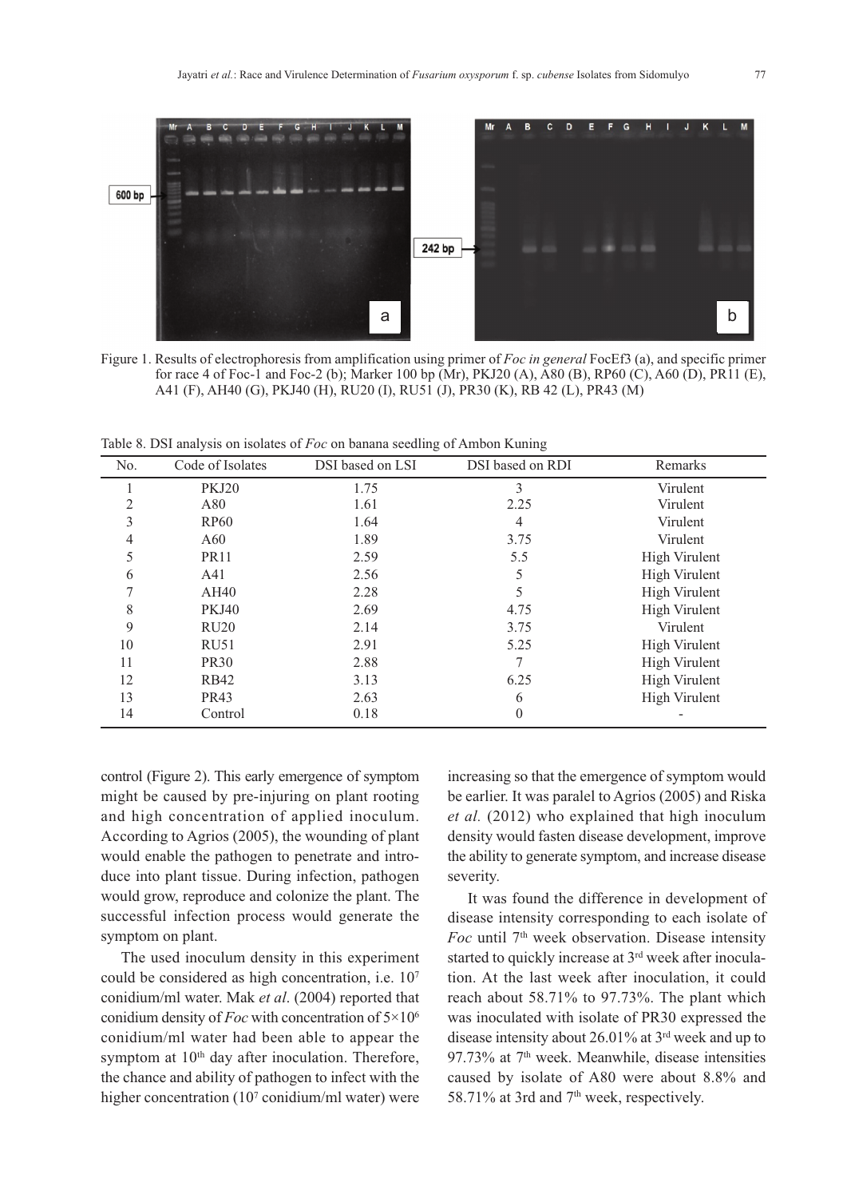Figure 1. Results of electrophoresis from amplification using primer of *Foc in general* FocEf3 (a), and specific primer for race 4 of Foc-1 and Foc-2 (b); Marker 100 bp (Mr), PKJ20 (A), A80 (B), RP60 (C), A60 (D), PR11 (E), A41 (F), AH40 (G), PKJ40 (H), RU20 (I), RU51 (J), PR30 (K), RB 42 (L), PR43 (M)

Table 8. DSI analysis on isolates of *Foc* on banana seedling of Ambon Kuning

| No. | Code of Isolates | DSI based on LSI | DSI based on RDI | Remarks |
|---|---|---|---|---|
| 1 | PKJ20 | 1.75 | 3 | Virulent |
| 2 | A80 | 1.61 | 2.25 | Virulent |
| 3 | RP60 | 1.64 | 4 | Virulent |
| 4 | A60 | 1.89 | 3.75 | Virulent |
| 5 | PR11 | 2.59 | 5.5 | High Virulent |
| 6 | A41 | 2.56 | 5 | High Virulent |
| 7 | AH40 | 2.28 | 5 | High Virulent |
| 8 | PKJ40 | 2.69 | 4.75 | High Virulent |
| 9 | RU20 | 2.14 | 3.75 | Virulent |
| 10 | RU51 | 2.91 | 5.25 | High Virulent |
| 11 | PR30 | 2.88 | 7 | High Virulent |
| 12 | RB42 | 3.13 | 6.25 | High Virulent |
| 13 | PR43 | 2.63 | 6 | High Virulent |
| 14 | Control | 0.18 | 0 | - |

control (Figure 2). This early emergence of symptom might be caused by pre-injuring on plant rooting and high concentration of applied inoculum. According to Agrios (2005), the wounding of plant would enable the pathogen to penetrate and introduce into plant tissue. During infection, pathogen would grow, reproduce and colonize the plant. The successful infection process would generate the symptom on plant.

The used inoculum density in this experiment could be considered as high concentration, i.e. $10^7$ conidium/ml water. Mak *et al*. (2004) reported that conidium density of *Foc* with concentration of $5\times10^6$ conidium/ml water had been able to appear the symptom at 10th day after inoculation. Therefore, the chance and ability of pathogen to infect with the higher concentration ($10^7$ conidium/ml water) were increasing so that the emergence of symptom would be earlier. It was paralel to Agrios (2005) and Riska *et al.* (2012) who explained that high inoculum density would fasten disease development, improve the ability to generate symptom, and increase disease severity.

It was found the difference in development of disease intensity corresponding to each isolate of *Foc* until 7th week observation. Disease intensity started to quickly increase at 3rd week after inoculation. At the last week after inoculation, it could reach about 58.71% to 97.73%. The plant which was inoculated with isolate of PR30 expressed the disease intensity about 26.01% at 3rd week and up to 97.73% at 7th week. Meanwhile, disease intensities caused by isolate of A80 were about 8.8% and 58.71% at 3rd and 7th week, respectively.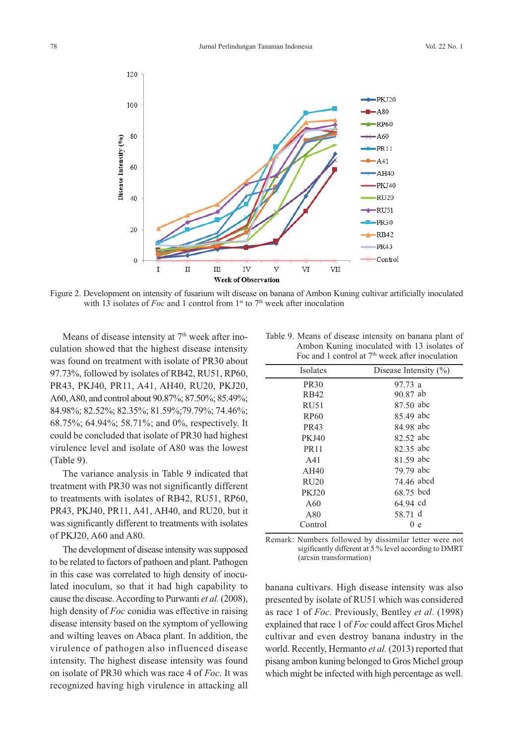Figure 2. Development on intensity of fusarium wilt disease on banana of Ambon Kuning cultivar artificially inoculated with 13 isolates of *Foc* and 1 control from 1st to 7th week after inoculation

Means of disease intensity at 7th week after inoculation showed that the highest disease intensity was found on treatment with isolate of PR30 about 97.73%, followed by isolates of RB42, RU51, RP60, PR43, PKJ40, PR11, A41, AH40, RU20, PKJ20, A60, A80, and control about 90.87%; 87.50%; 85.49%; 84.98%; 82.52%; 82.35%; 81.59%;79.79%; 74.46%; 68.75%; 64.94%; 58.71%; and 0%, respectively. It could be concluded that isolate of PR30 had highest virulence level and isolate of A80 was the lowest (Table 9).

The variance analysis in Table 9 indicated that treatment with PR30 was not significantly different to treatments with isolates of RB42, RU51, RP60, PR43, PKJ40, PR11, A41, AH40, and RU20, but it was significantly different to treatments with isolates of PKJ20, A60 and A80.

The development of disease intensity was supposed to be related to factors of pathoen and plant. Pathogen in this case was correlated to high density of inoculated inoculum, so that it had high capability to cause the disease. According to Purwanti *et al.* (2008), high density of *Foc* conidia was effective in raising disease intensity based on the symptom of yellowing and wilting leaves on Abaca plant. In addition, the virulence of pathogen also influenced disease intensity. The highest disease intensity was found on isolate of PR30 which was race 4 of *Foc*. It was recognized having high virulence in attacking all banana cultivars. High disease intensity was also presented by isolate of RU51 which was considered as race 1 of *Foc*. Previously, Bentley *et al*. (1998) explained that race 1 of *Foc* could affect Gros Michel cultivar and even destroy banana industry in the world. Recently, Hermanto *et al.* (2013) reported that pisang ambon kuning belonged to Gros Michel group which might be infected with high percentage as well.

Table 9. Means of disease intensity on banana plant of Ambon Kuning inoculated with 13 isolates of Foc and 1 control at 7th week after inoculation

| Isolates | Disease Intensity (%) |
|---|---|
| PR30 | 97.73 a |
| RB42 | 90.87 ab |
| RU51 | 87.50 abc |
| RP60 | 85.49 abc |
| PR43 | 84.98 abc |
| PKJ40 | 82.52 abc |
| PR11 | 82.35 abc |
| A41 | 81.59 abc |
| AH40 | 79.79 abc |
| RU20 | 74.46 abcd |
| PKJ20 | 68.75 bcd |
| A60 | 64.94 cd |
| A80 | 58.71 d |
| Control | 0 e |

Remark: Numbers followed by dissimilar letter were not sigificantly different at 5 % level according to DMRT (arcsin transformation)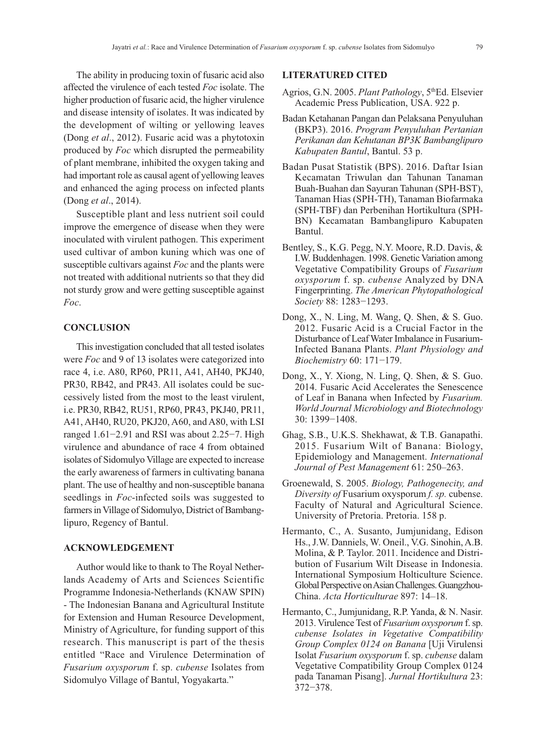The ability in producing toxin of fusaric acid also affected the virulence of each tested *Foc* isolate. The higher production of fusaric acid, the higher virulence and disease intensity of isolates. It was indicated by the development of wilting or yellowing leaves (Dong *et al*., 2012). Fusaric acid was a phytotoxin produced by *Foc* which disrupted the permeability of plant membrane, inhibited the oxygen taking and had important role as causal agent of yellowing leaves and enhanced the aging process on infected plants (Dong *et al*., 2014).

Susceptible plant and less nutrient soil could improve the emergence of disease when they were inoculated with virulent pathogen. This experiment used cultivar of ambon kuning which was one of susceptible cultivars against *Foc* and the plants were not treated with additional nutrients so that they did not sturdy grow and were getting susceptible against *Foc*.

## CONCLUSION

This investigation concluded that all tested isolates were *Foc* and 9 of 13 isolates were categorized into race 4, i.e. A80, RP60, PR11, A41, AH40, PKJ40, PR30, RB42, and PR43. All isolates could be successively listed from the most to the least virulent, i.e. PR30, RB42, RU51, RP60, PR43, PKJ40, PR11, A41, AH40, RU20, PKJ20, A60, and A80, with LSI ranged 1.61−2.91 and RSI was about 2.25−7. High virulence and abundance of race 4 from obtained isolates of Sidomulyo Village are expected to increase the early awareness of farmers in cultivating banana plant. The use of healthy and non-susceptible banana seedlings in *Foc*-infected soils was suggested to farmers in Village of Sidomulyo, District of Bambanglipuro, Regency of Bantul.

## ACKNOWLEDGEMENT

Author would like to thank to The Royal Netherlands Academy of Arts and Sciences Scientific Programme Indonesia-Netherlands (KNAW SPIN) - The Indonesian Banana and Agricultural Institute for Extension and Human Resource Development, Ministry of Agriculture, for funding support of this research. This manuscript is part of the thesis entitled "Race and Virulence Determination of *Fusarium oxysporum* f. sp. *cubense* Isolates from Sidomulyo Village of Bantul, Yogyakarta."

## LITERATURED CITED

Agrios, G.N. 2005. *Plant Pathology*, 5thEd. Elsevier Academic Press Publication, USA. 922 p.

Badan Ketahanan Pangan dan Pelaksana Penyuluhan (BKP3). 2016. *Program Penyuluhan Pertanian Perikanan dan Kehutanan BP3K Bambanglipuro Kabupaten Bantul*, Bantul. 53 p.

Badan Pusat Statistik (BPS). 2016. Daftar Isian Kecamatan Triwulan dan Tahunan Tanaman Buah-Buahan dan Sayuran Tahunan (SPH-BST), Tanaman Hias (SPH-TH), Tanaman Biofarmaka (SPH-TBF) dan Perbenihan Hortikultura (SPH-BN) Kecamatan Bambanglipuro Kabupaten Bantul.

Bentley, S., K.G. Pegg, N.Y. Moore, R.D. Davis, & I.W. Buddenhagen. 1998. Genetic Variation among Vegetative Compatibility Groups of *Fusarium oxysporum* f. sp. *cubense* Analyzed by DNA Fingerprinting. *The American Phytopathological Society* 88: 1283−1293.

Dong, X., N. Ling, M. Wang, Q. Shen, & S. Guo. 2012. Fusaric Acid is a Crucial Factor in the Disturbance of Leaf Water Imbalance in Fusarium-Infected Banana Plants. *Plant Physiology and Biochemistry* 60: 171−179.

Dong, X., Y. Xiong, N. Ling, Q. Shen, & S. Guo. 2014. Fusaric Acid Accelerates the Senescence of Leaf in Banana when Infected by *Fusarium. World Journal Microbiology and Biotechnology* 30: 1399−1408.

Ghag, S.B., U.K.S. Shekhawat, & T.B. Ganapathi. 2015. Fusarium Wilt of Banana: Biology, Epidemiology and Management. *International Journal of Pest Management* 61: 250–263.

Groenewald, S. 2005. *Biology, Pathogenecity, and Diversity of* Fusarium oxysporum *f. sp.* cubense. Faculty of Natural and Agricultural Science. University of Pretoria. Pretoria. 158 p.

Hermanto, C., A. Susanto, Jumjunidang, Edison Hs., J.W. Danniels, W. Oneil., V.G. Sinohin, A.B. Molina, & P. Taylor. 2011. Incidence and Distribution of Fusarium Wilt Disease in Indonesia. International Symposium Holticulture Science. Global Perspective on Asian Challenges. Guangzhou-China. *Acta Horticulturae* 897: 14–18.

Hermanto, C., Jumjunidang, R.P. Yanda, & N. Nasir. 2013. Virulence Test of *Fusarium oxysporum* f. sp. *cubense Isolates in Vegetative Compatibility Group Complex 0124 on Banana* [Uji Virulensi Isolat *Fusarium oxysporum* f. sp. *cubense* dalam Vegetative Compatibility Group Complex 0124 pada Tanaman Pisang]. *Jurnal Hortikultura* 23: 372−378.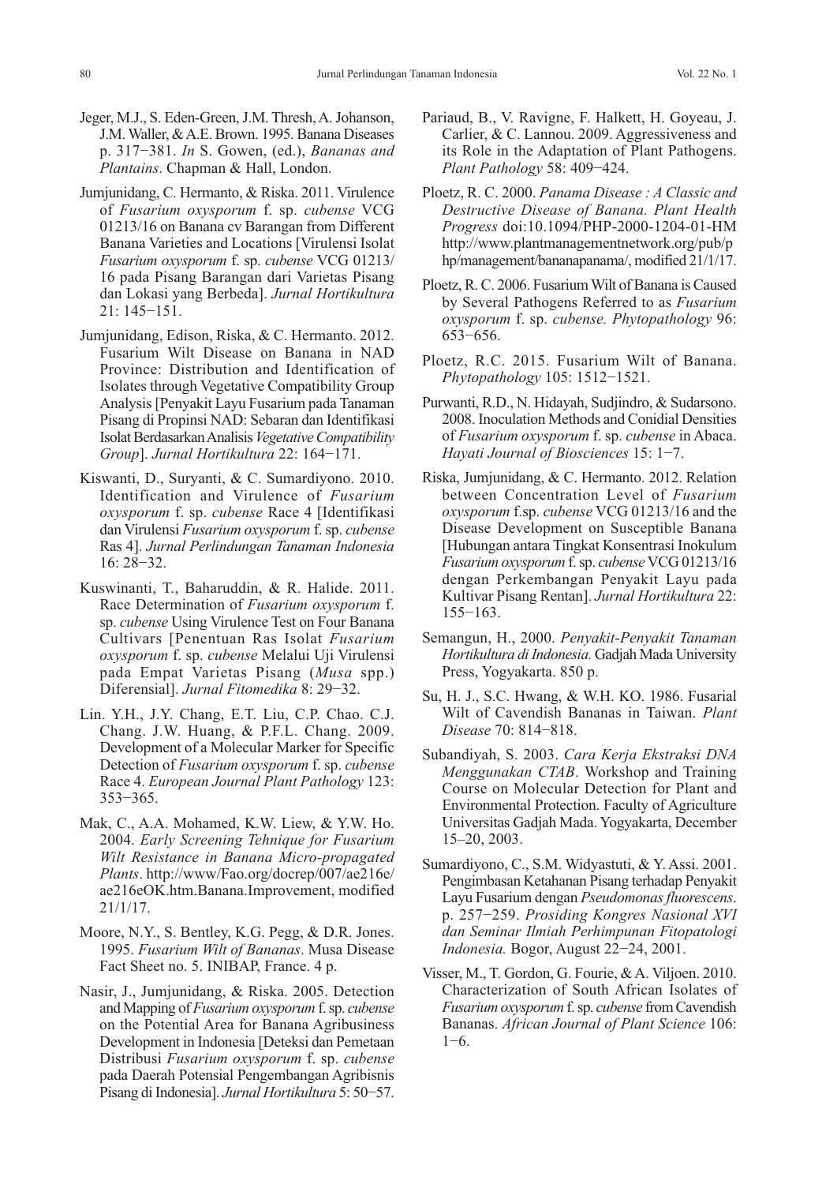Jeger, M.J., S. Eden-Green, J.M. Thresh, A. Johanson, J.M. Waller, & A.E. Brown. 1995. Banana Diseases p. 317−381. *In* S. Gowen, (ed.), *Bananas and Plantains*. Chapman & Hall, London.

Jumjunidang, C. Hermanto, & Riska. 2011. Virulence of *Fusarium oxysporum* f. sp. *cubense* VCG 01213/16 on Banana cv Barangan from Different Banana Varieties and Locations [Virulensi Isolat *Fusarium oxysporum* f. sp. *cubense* VCG 01213/16 pada Pisang Barangan dari Varietas Pisang dan Lokasi yang Berbeda]. *Jurnal Hortikultura* 21: 145−151.

Jumjunidang, Edison, Riska, & C. Hermanto. 2012. Fusarium Wilt Disease on Banana in NAD Province: Distribution and Identification of Isolates through Vegetative Compatibility Group Analysis [Penyakit Layu Fusarium pada Tanaman Pisang di Propinsi NAD: Sebaran dan Identifikasi Isolat Berdasarkan Analisis *Vegetative Compatibility Group*]. *Jurnal Hortikultura* 22: 164−171.

Kiswanti, D., Suryanti, & C. Sumardiyono. 2010. Identification and Virulence of *Fusarium oxysporum* f. sp. *cubense* Race 4 [Identifikasi dan Virulensi *Fusarium oxysporum* f. sp. *cubense* Ras 4]. *Jurnal Perlindungan Tanaman Indonesia* 16: 28−32.

Kuswinanti, T., Baharuddin, & R. Halide. 2011. Race Determination of *Fusarium oxysporum* f. sp. *cubense* Using Virulence Test on Four Banana Cultivars [Penentuan Ras Isolat *Fusarium oxysporum* f. sp. *cubense* Melalui Uji Virulensi pada Empat Varietas Pisang (*Musa* spp.) Diferensial]. *Jurnal Fitomedika* 8: 29−32.

Lin. Y.H., J.Y. Chang, E.T. Liu, C.P. Chao. C.J. Chang. J.W. Huang, & P.F.L. Chang. 2009. Development of a Molecular Marker for Specific Detection of *Fusarium oxysporum* f. sp. *cubense* Race 4. *European Journal Plant Pathology* 123: 353−365.

Mak, C., A.A. Mohamed, K.W. Liew, & Y.W. Ho. 2004. *Early Screening Tehnique for Fusarium Wilt Resistance in Banana Micro-propagated Plants*. http://www/Fao.org/docrep/007/ae216e/ae216eOK.htm.Banana.Improvement, modified 21/1/17.

Moore, N.Y., S. Bentley, K.G. Pegg, & D.R. Jones. 1995. *Fusarium Wilt of Bananas*. Musa Disease Fact Sheet no. 5. INIBAP, France. 4 p.

Nasir, J., Jumjunidang, & Riska. 2005. Detection and Mapping of *Fusarium oxysporum* f. sp. *cubense* on the Potential Area for Banana Agribusiness Development in Indonesia [Deteksi dan Pemetaan Distribusi *Fusarium oxysporum* f. sp. *cubense* pada Daerah Potensial Pengembangan Agribisnis Pisang di Indonesia]. *Jurnal Hortikultura* 5: 50−57.

Pariaud, B., V. Ravigne, F. Halkett, H. Goyeau, J. Carlier, & C. Lannou. 2009. Aggressiveness and its Role in the Adaptation of Plant Pathogens. *Plant Pathology* 58: 409−424.

Ploetz, R. C. 2000. *Panama Disease : A Classic and Destructive Disease of Banana. Plant Health Progress* doi:10.1094/PHP-2000-1204-01-HM http://www.plantmanagementnetwork.org/pub/php/management/bananapanama/, modified 21/1/17.

Ploetz, R. C. 2006. Fusarium Wilt of Banana is Caused by Several Pathogens Referred to as *Fusarium oxysporum* f. sp. *cubense. Phytopathology* 96: 653−656.

Ploetz, R.C. 2015. Fusarium Wilt of Banana. *Phytopathology* 105: 1512−1521.

Purwanti, R.D., N. Hidayah, Sudjindro, & Sudarsono. 2008. Inoculation Methods and Conidial Densities of *Fusarium oxysporum* f. sp. *cubense* in Abaca. *Hayati Journal of Biosciences* 15: 1−7.

Riska, Jumjunidang, & C. Hermanto. 2012. Relation between Concentration Level of *Fusarium oxysporum* f.sp. *cubense* VCG 01213/16 and the Disease Development on Susceptible Banana [Hubungan antara Tingkat Konsentrasi Inokulum *Fusarium oxysporum* f. sp. *cubense* VCG 01213/16 dengan Perkembangan Penyakit Layu pada Kultivar Pisang Rentan]. *Jurnal Hortikultura* 22: 155−163.

Semangun, H., 2000. *Penyakit-Penyakit Tanaman Hortikultura di Indonesia.* Gadjah Mada University Press, Yogyakarta. 850 p.

Su, H. J., S.C. Hwang, & W.H. KO. 1986. Fusarial Wilt of Cavendish Bananas in Taiwan. *Plant Disease* 70: 814−818.

Subandiyah, S. 2003. *Cara Kerja Ekstraksi DNA Menggunakan CTAB*. Workshop and Training Course on Molecular Detection for Plant and Environmental Protection. Faculty of Agriculture Universitas Gadjah Mada. Yogyakarta, December 15–20, 2003.

Sumardiyono, C., S.M. Widyastuti, & Y. Assi. 2001. Pengimbasan Ketahanan Pisang terhadap Penyakit Layu Fusarium dengan *Pseudomonas fluorescens*. p. 257−259. *Prosiding Kongres Nasional XVI dan Seminar Ilmiah Perhimpunan Fitopatologi Indonesia.* Bogor, August 22−24, 2001.

Visser, M., T. Gordon, G. Fourie, & A. Viljoen. 2010. Characterization of South African Isolates of *Fusarium oxysporum* f. sp. *cubense* from Cavendish Bananas. *African Journal of Plant Science* 106: 1−6.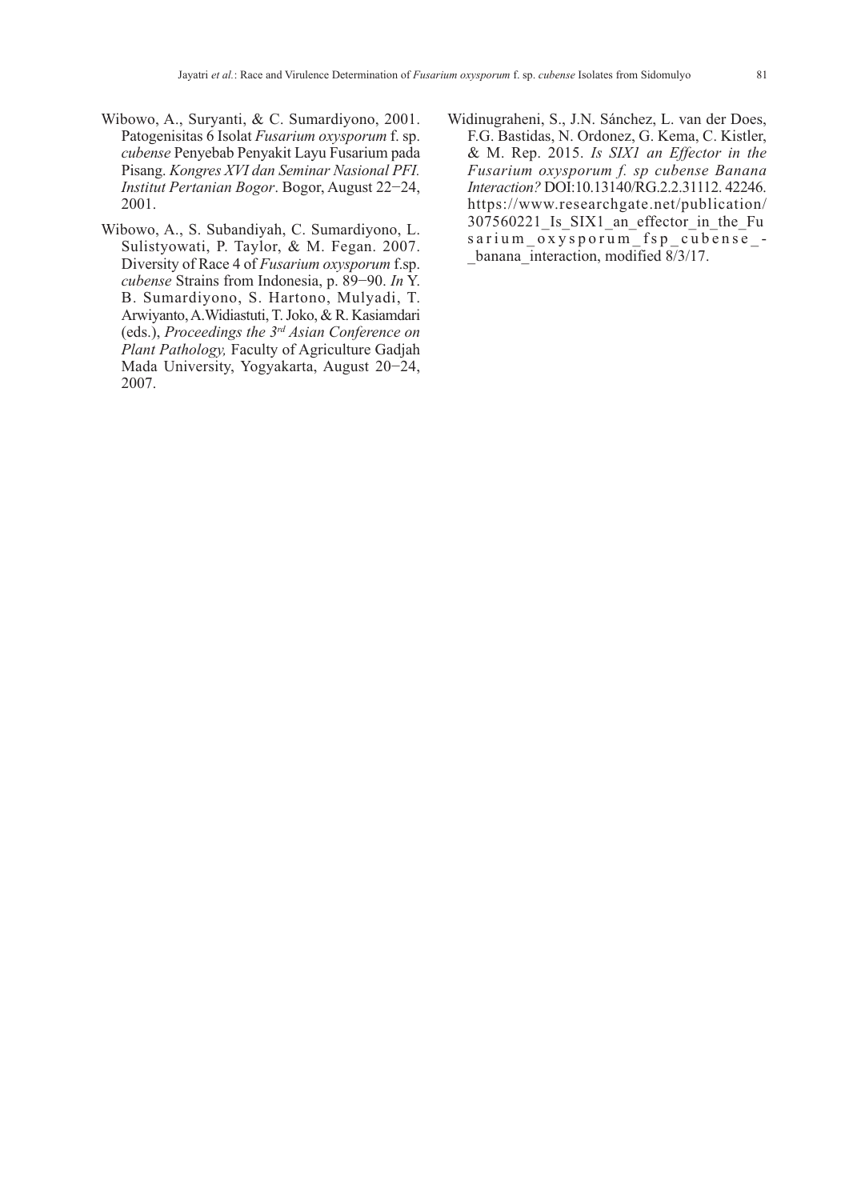Wibowo, A., Suryanti, & C. Sumardiyono, 2001. Patogenisitas 6 Isolat *Fusarium oxysporum* f. sp. *cubense* Penyebab Penyakit Layu Fusarium pada Pisang. *Kongres XVI dan Seminar Nasional PFI. Institut Pertanian Bogor*. Bogor, August 22−24, 2001.

Wibowo, A., S. Subandiyah, C. Sumardiyono, L. Sulistyowati, P. Taylor, & M. Fegan. 2007. Diversity of Race 4 of *Fusarium oxysporum* f.sp. *cubense* Strains from Indonesia, p. 89−90. *In* Y. B. Sumardiyono, S. Hartono, Mulyadi, T. Arwiyanto, A. Widiastuti, T. Joko, & R. Kasiamdari (eds.), *Proceedings the 3rd Asian Conference on Plant Pathology,* Faculty of Agriculture Gadjah Mada University, Yogyakarta, August 20−24, 2007.

Widinugraheni, S., J.N. Sánchez, L. van der Does, F.G. Bastidas, N. Ordonez, G. Kema, C. Kistler, & M. Rep. 2015. *Is SIX1 an Effector in the Fusarium oxysporum f. sp cubense Banana Interaction?* DOI:10.13140/RG.2.2.31112. 42246. https://www.researchgate.net/publication/307560221_Is_SIX1_an_effector_in_the_Fusarium_oxysporum_fsp_cubense_-_banana_interaction, modified 8/3/17.